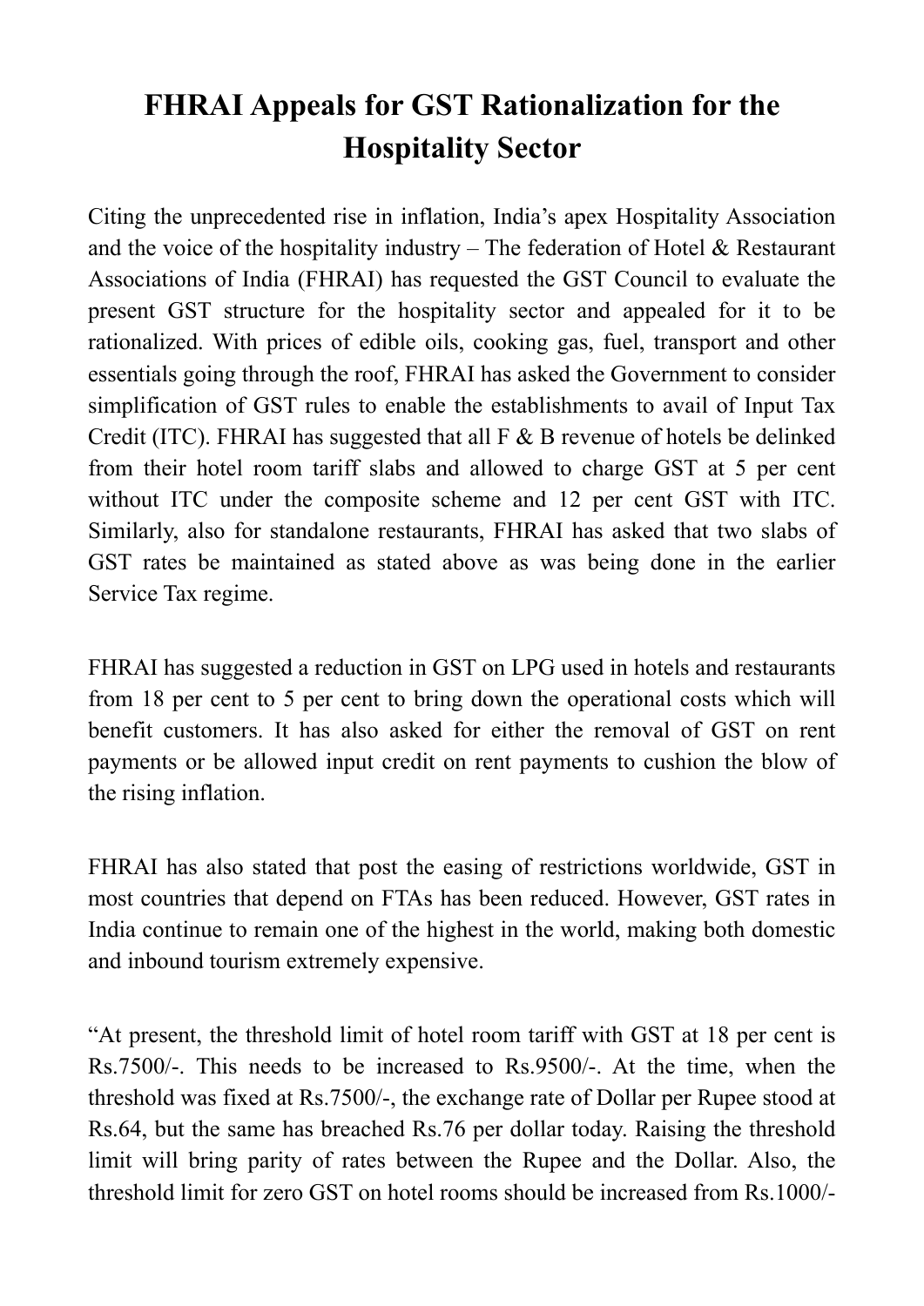# FHRAI Appeals for GST Rationalization for the Hospitality Sector

Citing the unprecedented rise in inflation, India's apex Hospitality Association and the voice of the hospitality industry – The federation of Hotel & Restaurant Associations of India (FHRAI) has requested the GST Council to evaluate the present GST structure for the hospitality sector and appealed for it to be rationalized. With prices of edible oils, cooking gas, fuel, transport and other essentials going through the roof, FHRAI has asked the Government to consider simplification of GST rules to enable the establishments to avail of Input Tax Credit (ITC). FHRAI has suggested that all F & B revenue of hotels be delinked from their hotel room tariff slabs and allowed to charge GST at 5 per cent without ITC under the composite scheme and 12 per cent GST with ITC. Similarly, also for standalone restaurants, FHRAI has asked that two slabs of GST rates be maintained as stated above as was being done in the earlier Service Tax regime.

FHRAI has suggested a reduction in GST on LPG used in hotels and restaurants from 18 per cent to 5 per cent to bring down the operational costs which will benefit customers. It has also asked for either the removal of GST on rent payments or be allowed input credit on rent payments to cushion the blow of the rising inflation.

FHRAI has also stated that post the easing of restrictions worldwide, GST in most countries that depend on FTAs has been reduced. However, GST rates in India continue to remain one of the highest in the world, making both domestic and inbound tourism extremely expensive.

"At present, the threshold limit of hotel room tariff with GST at 18 per cent is Rs.7500/-. This needs to be increased to Rs.9500/-. At the time, when the threshold was fixed at Rs.7500/-, the exchange rate of Dollar per Rupee stood at Rs.64, but the same has breached Rs.76 per dollar today. Raising the threshold limit will bring parity of rates between the Rupee and the Dollar. Also, the threshold limit for zero GST on hotel rooms should be increased from Rs.1000/-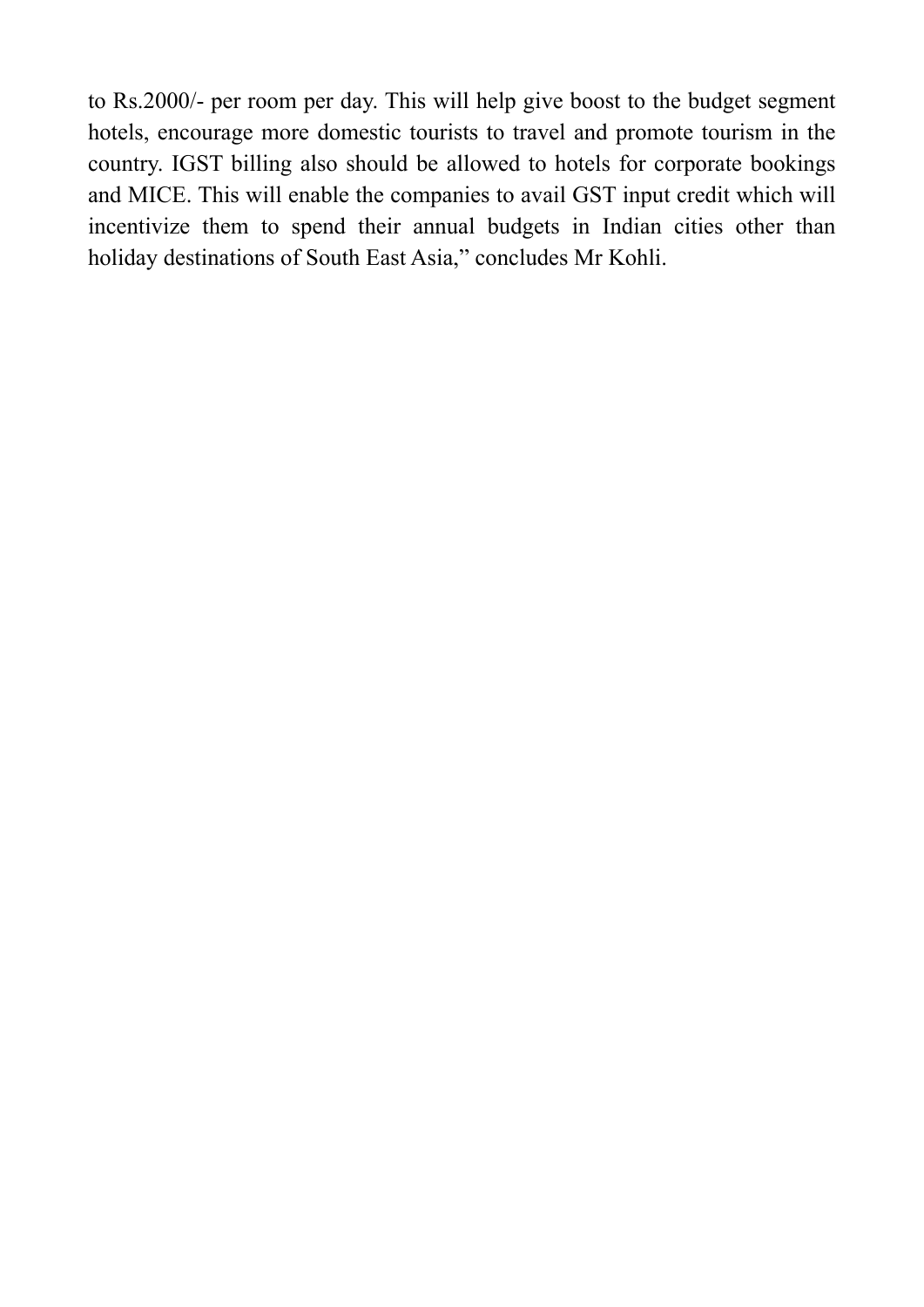to Rs.2000/- per room per day. This will help give boost to the budget segment hotels, encourage more domestic tourists to travel and promote tourism in the country. IGST billing also should be allowed to hotels for corporate bookings and MICE. This will enable the companies to avail GST input credit which will incentivize them to spend their annual budgets in Indian cities other than holiday destinations of South East Asia," concludes Mr Kohli.